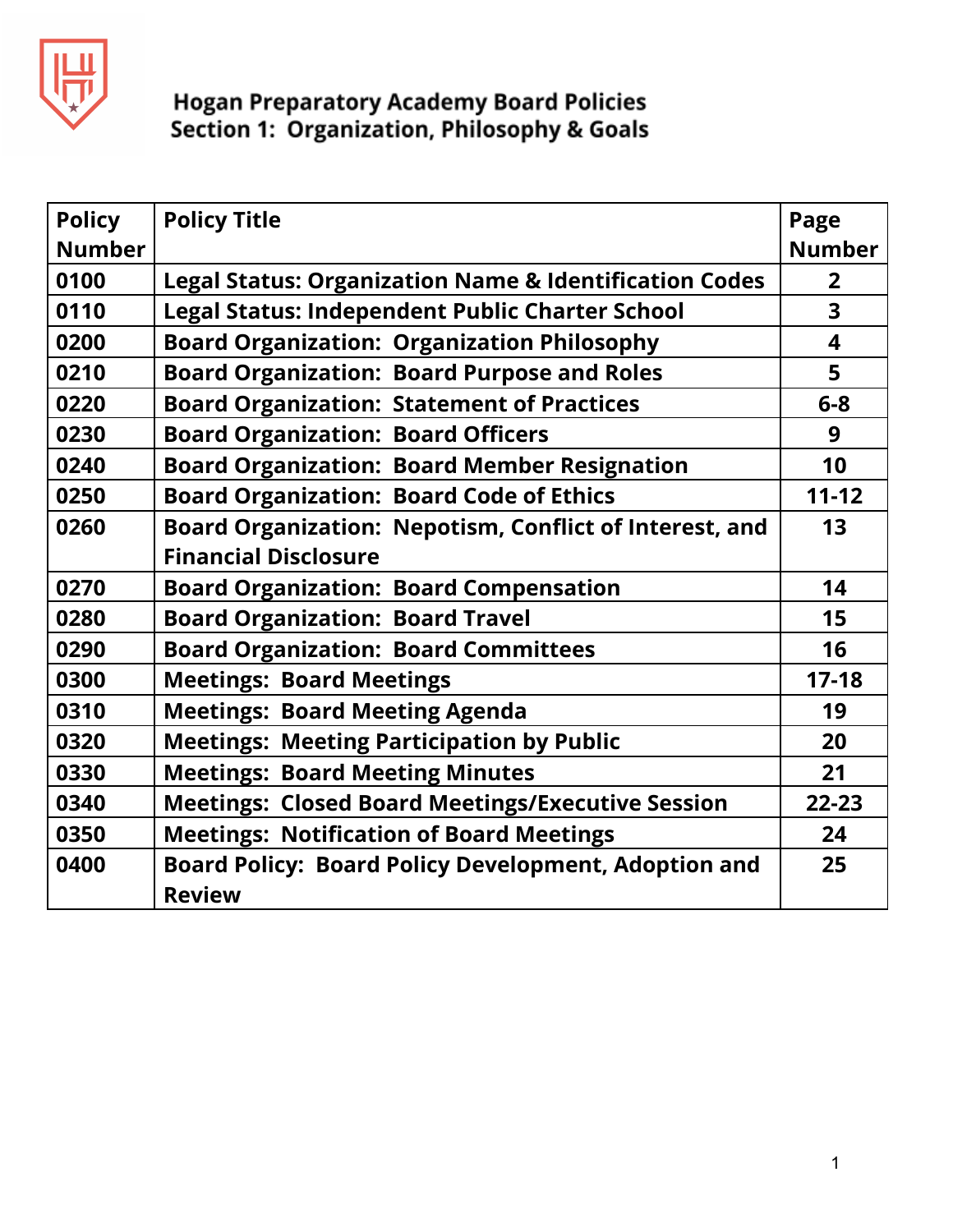# Hogan Preparatory Academy Board Policies
## Section 1: Organization, Philosophy & Goals

| Policy Number | Policy Title | Page Number |
|---|---|---|
| 0100 | Legal Status: Organization Name & Identification Codes | 2 |
| 0110 | Legal Status: Independent Public Charter School | 3 |
| 0200 | Board Organization: Organization Philosophy | 4 |
| 0210 | Board Organization: Board Purpose and Roles | 5 |
| 0220 | Board Organization: Statement of Practices | 6-8 |
| 0230 | Board Organization: Board Officers | 9 |
| 0240 | Board Organization: Board Member Resignation | 10 |
| 0250 | Board Organization: Board Code of Ethics | 11-12 |
| 0260 | Board Organization: Nepotism, Conflict of Interest, and Financial Disclosure | 13 |
| 0270 | Board Organization: Board Compensation | 14 |
| 0280 | Board Organization: Board Travel | 15 |
| 0290 | Board Organization: Board Committees | 16 |
| 0300 | Meetings: Board Meetings | 17-18 |
| 0310 | Meetings: Board Meeting Agenda | 19 |
| 0320 | Meetings: Meeting Participation by Public | 20 |
| 0330 | Meetings: Board Meeting Minutes | 21 |
| 0340 | Meetings: Closed Board Meetings/Executive Session | 22-23 |
| 0350 | Meetings: Notification of Board Meetings | 24 |
| 0400 | Board Policy: Board Policy Development, Adoption and Review | 25 |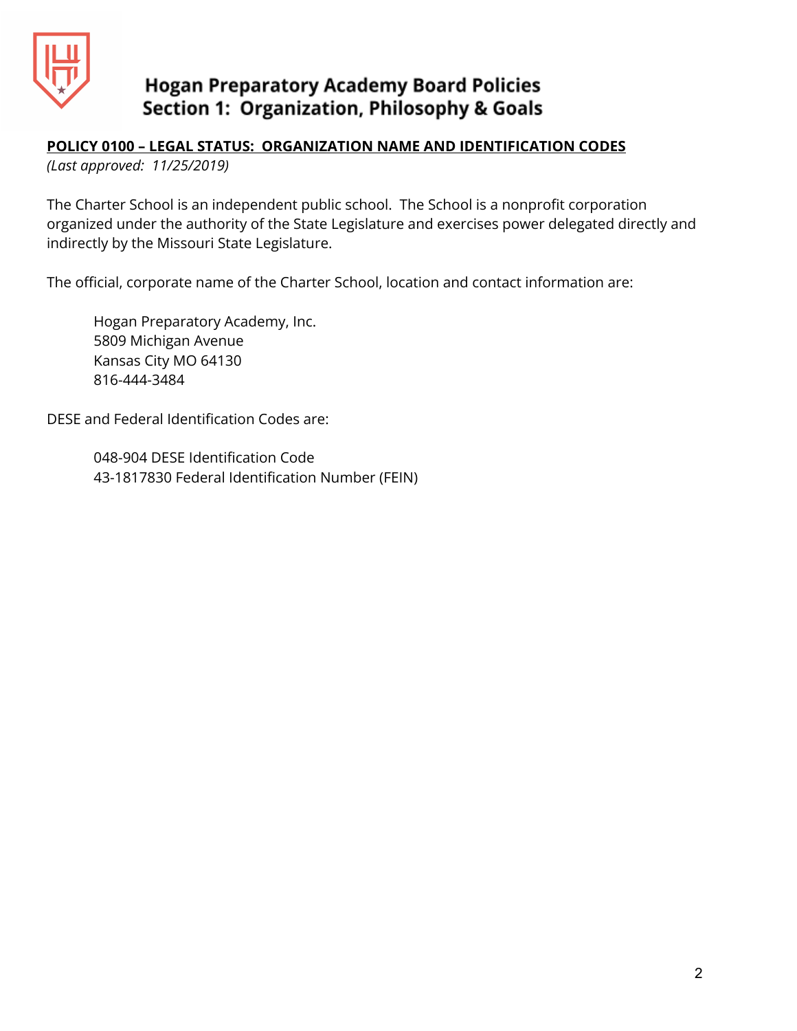# Hogan Preparatory Academy Board Policies
## Section 1: Organization, Philosophy & Goals

**POLICY 0100 – LEGAL STATUS: ORGANIZATION NAME AND IDENTIFICATION CODES**
*(Last approved: 11/25/2019)*

The Charter School is an independent public school. The School is a nonprofit corporation organized under the authority of the State Legislature and exercises power delegated directly and indirectly by the Missouri State Legislature.

The official, corporate name of the Charter School, location and contact information are:

> Hogan Preparatory Academy, Inc.
> 5809 Michigan Avenue
> Kansas City MO 64130
> 816-444-3484

DESE and Federal Identification Codes are:

> 048-904 DESE Identification Code
> 43-1817830 Federal Identification Number (FEIN)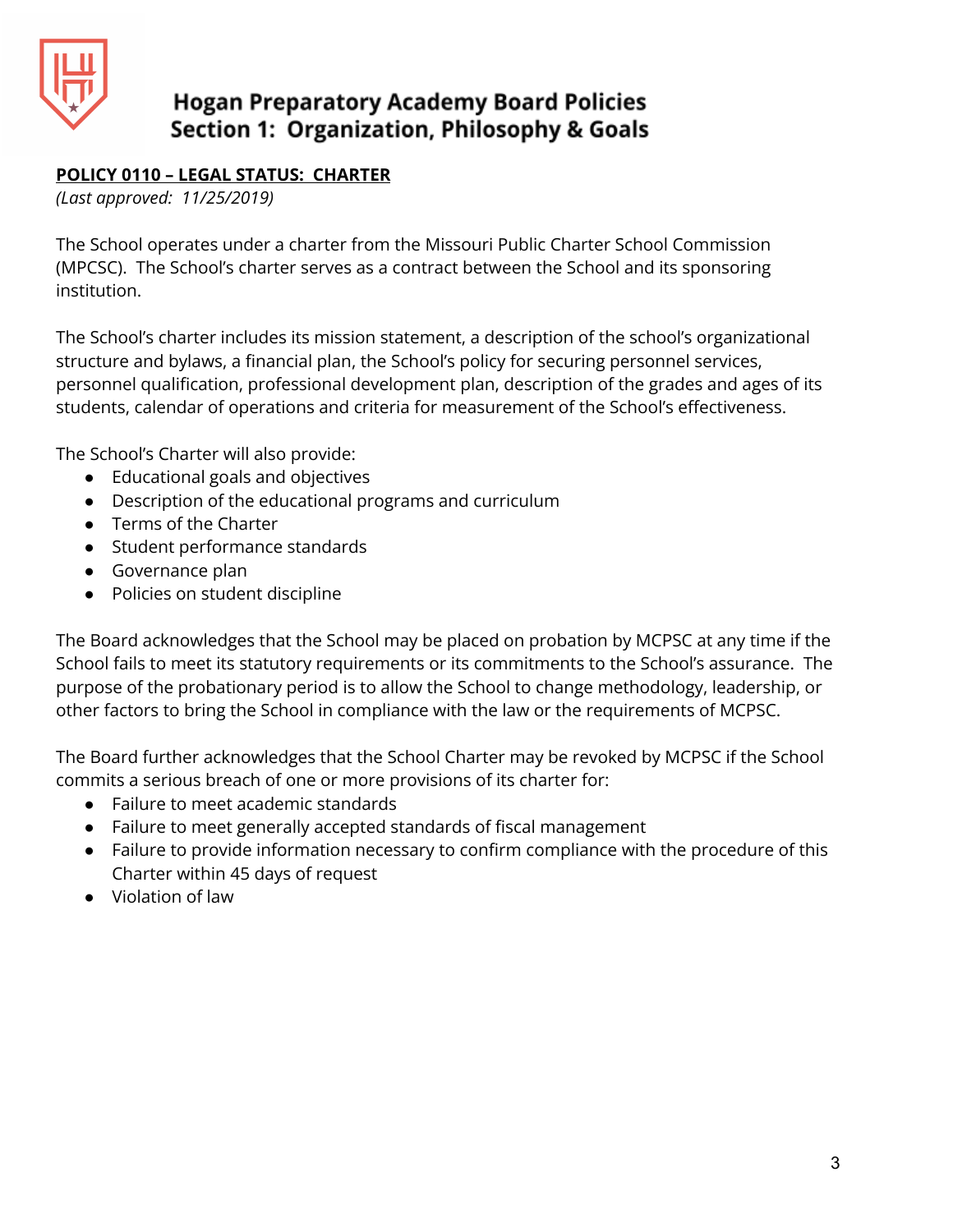# Hogan Preparatory Academy Board Policies
## Section 1: Organization, Philosophy & Goals

**POLICY 0110 – LEGAL STATUS: CHARTER**

*(Last approved: 11/25/2019)*

The School operates under a charter from the Missouri Public Charter School Commission (MPCSC). The School's charter serves as a contract between the School and its sponsoring institution.

The School's charter includes its mission statement, a description of the school's organizational structure and bylaws, a financial plan, the School's policy for securing personnel services, personnel qualification, professional development plan, description of the grades and ages of its students, calendar of operations and criteria for measurement of the School's effectiveness.

The School's Charter will also provide:

- Educational goals and objectives
- Description of the educational programs and curriculum
- Terms of the Charter
- Student performance standards
- Governance plan
- Policies on student discipline

The Board acknowledges that the School may be placed on probation by MCPSC at any time if the School fails to meet its statutory requirements or its commitments to the School's assurance. The purpose of the probationary period is to allow the School to change methodology, leadership, or other factors to bring the School in compliance with the law or the requirements of MCPSC.

The Board further acknowledges that the School Charter may be revoked by MCPSC if the School commits a serious breach of one or more provisions of its charter for:

- Failure to meet academic standards
- Failure to meet generally accepted standards of fiscal management
- Failure to provide information necessary to confirm compliance with the procedure of this Charter within 45 days of request
- Violation of law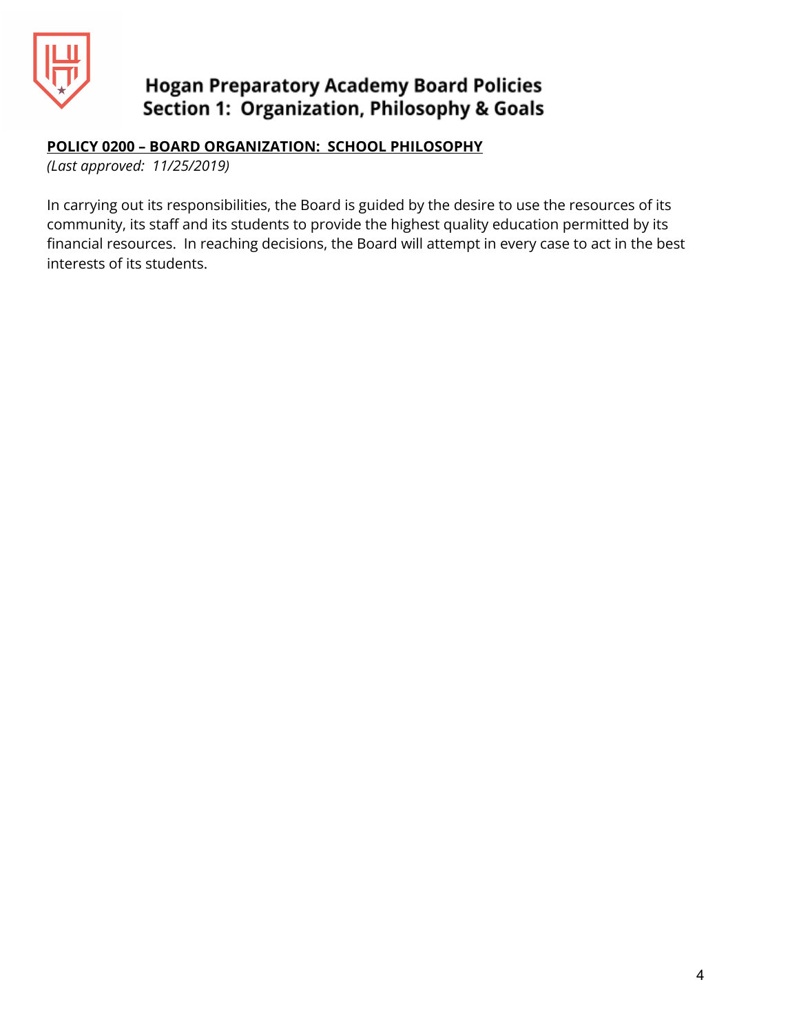**POLICY 0200 – BOARD ORGANIZATION: SCHOOL PHILOSOPHY**

*(Last approved: 11/25/2019)*

In carrying out its responsibilities, the Board is guided by the desire to use the resources of its community, its staff and its students to provide the highest quality education permitted by its financial resources. In reaching decisions, the Board will attempt in every case to act in the best interests of its students.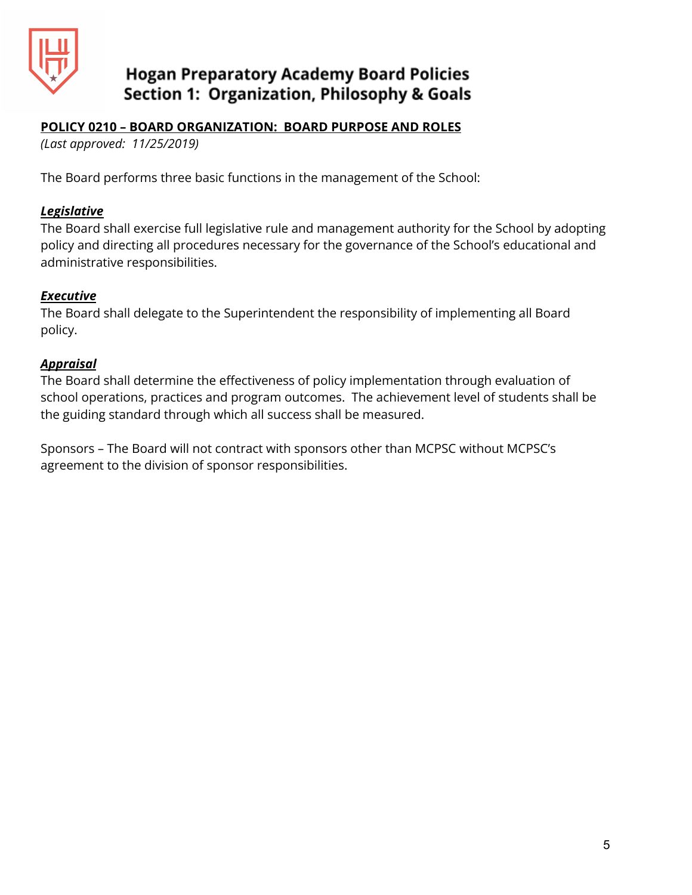# Hogan Preparatory Academy Board Policies
## Section 1: Organization, Philosophy & Goals

**POLICY 0210 – BOARD ORGANIZATION: BOARD PURPOSE AND ROLES**

*(Last approved: 11/25/2019)*

The Board performs three basic functions in the management of the School:

***Legislative***

The Board shall exercise full legislative rule and management authority for the School by adopting policy and directing all procedures necessary for the governance of the School's educational and administrative responsibilities.

***Executive***

The Board shall delegate to the Superintendent the responsibility of implementing all Board policy.

***Appraisal***

The Board shall determine the effectiveness of policy implementation through evaluation of school operations, practices and program outcomes. The achievement level of students shall be the guiding standard through which all success shall be measured.

Sponsors – The Board will not contract with sponsors other than MCPSC without MCPSC's agreement to the division of sponsor responsibilities.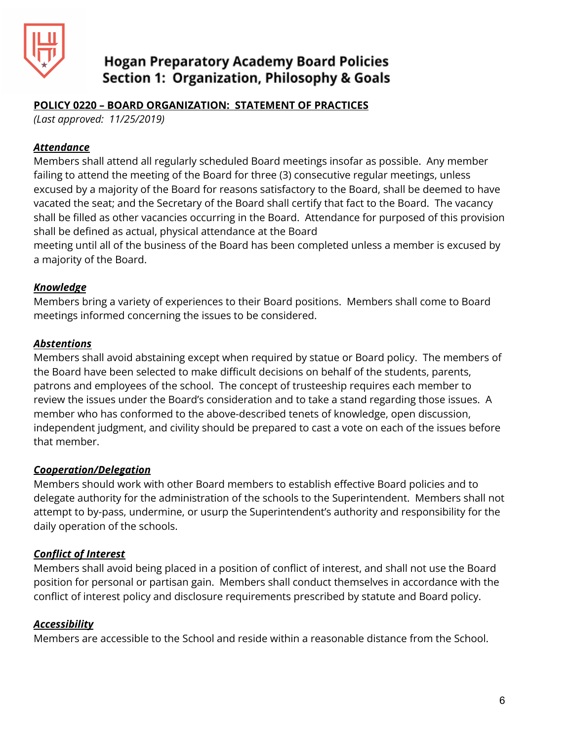# Hogan Preparatory Academy Board Policies
## Section 1: Organization, Philosophy & Goals

**POLICY 0220 – BOARD ORGANIZATION: STATEMENT OF PRACTICES**

*(Last approved: 11/25/2019)*

***Attendance***

Members shall attend all regularly scheduled Board meetings insofar as possible. Any member failing to attend the meeting of the Board for three (3) consecutive regular meetings, unless excused by a majority of the Board for reasons satisfactory to the Board, shall be deemed to have vacated the seat; and the Secretary of the Board shall certify that fact to the Board. The vacancy shall be filled as other vacancies occurring in the Board. Attendance for purposed of this provision shall be defined as actual, physical attendance at the Board meeting until all of the business of the Board has been completed unless a member is excused by a majority of the Board.

***Knowledge***

Members bring a variety of experiences to their Board positions. Members shall come to Board meetings informed concerning the issues to be considered.

***Abstentions***

Members shall avoid abstaining except when required by statue or Board policy. The members of the Board have been selected to make difficult decisions on behalf of the students, parents, patrons and employees of the school. The concept of trusteeship requires each member to review the issues under the Board's consideration and to take a stand regarding those issues. A member who has conformed to the above-described tenets of knowledge, open discussion, independent judgment, and civility should be prepared to cast a vote on each of the issues before that member.

***Cooperation/Delegation***

Members should work with other Board members to establish effective Board policies and to delegate authority for the administration of the schools to the Superintendent. Members shall not attempt to by-pass, undermine, or usurp the Superintendent's authority and responsibility for the daily operation of the schools.

***Conflict of Interest***

Members shall avoid being placed in a position of conflict of interest, and shall not use the Board position for personal or partisan gain. Members shall conduct themselves in accordance with the conflict of interest policy and disclosure requirements prescribed by statute and Board policy.

***Accessibility***

Members are accessible to the School and reside within a reasonable distance from the School.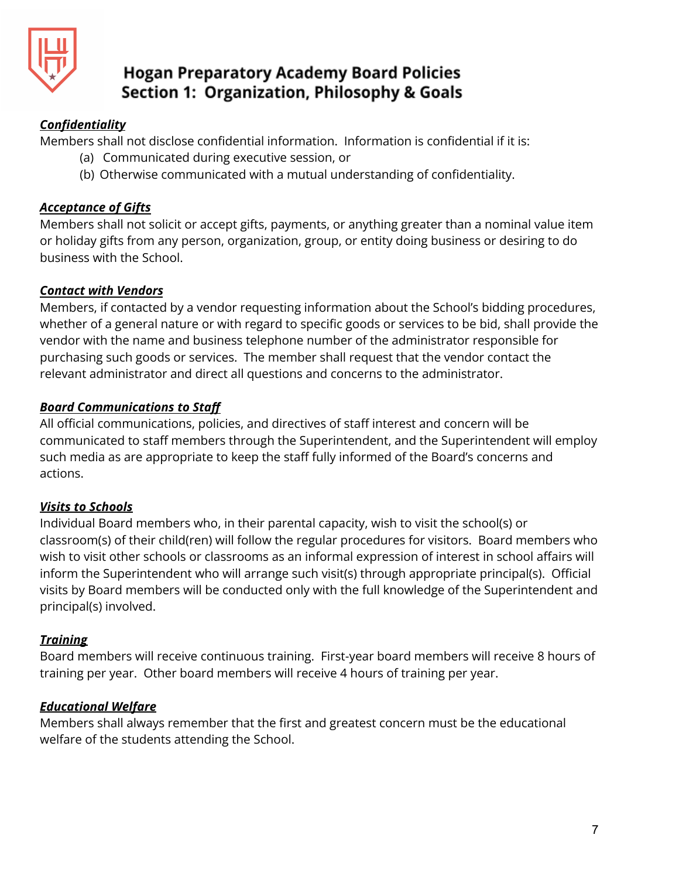***Confidentiality***

Members shall not disclose confidential information. Information is confidential if it is:

(a) Communicated during executive session, or

(b) Otherwise communicated with a mutual understanding of confidentiality.

***Acceptance of Gifts***

Members shall not solicit or accept gifts, payments, or anything greater than a nominal value item or holiday gifts from any person, organization, group, or entity doing business or desiring to do business with the School.

***Contact with Vendors***

Members, if contacted by a vendor requesting information about the School's bidding procedures, whether of a general nature or with regard to specific goods or services to be bid, shall provide the vendor with the name and business telephone number of the administrator responsible for purchasing such goods or services. The member shall request that the vendor contact the relevant administrator and direct all questions and concerns to the administrator.

***Board Communications to Staff***

All official communications, policies, and directives of staff interest and concern will be communicated to staff members through the Superintendent, and the Superintendent will employ such media as are appropriate to keep the staff fully informed of the Board's concerns and actions.

***Visits to Schools***

Individual Board members who, in their parental capacity, wish to visit the school(s) or classroom(s) of their child(ren) will follow the regular procedures for visitors. Board members who wish to visit other schools or classrooms as an informal expression of interest in school affairs will inform the Superintendent who will arrange such visit(s) through appropriate principal(s). Official visits by Board members will be conducted only with the full knowledge of the Superintendent and principal(s) involved.

***Training***

Board members will receive continuous training. First-year board members will receive 8 hours of training per year. Other board members will receive 4 hours of training per year.

***Educational Welfare***

Members shall always remember that the first and greatest concern must be the educational welfare of the students attending the School.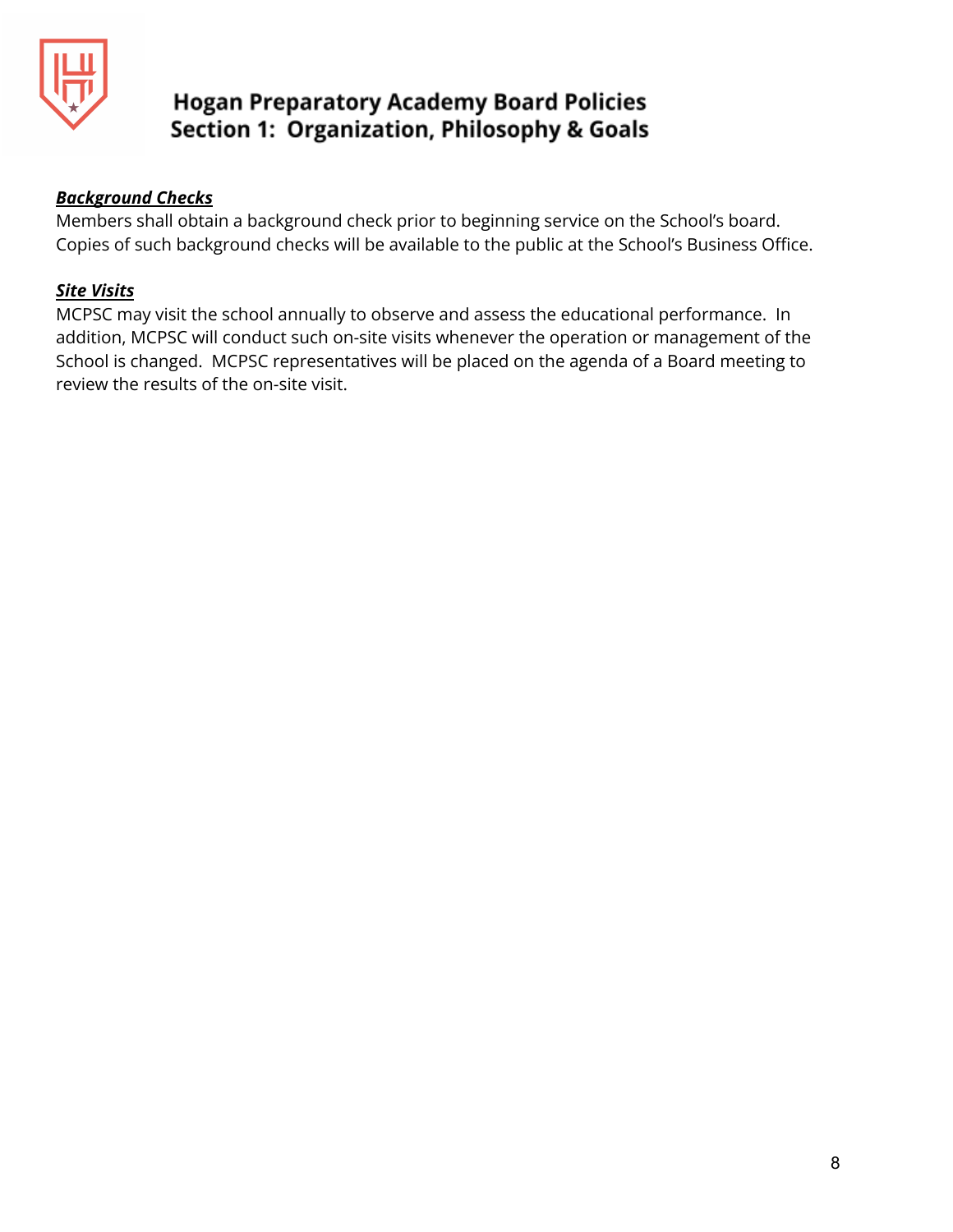***Background Checks***

Members shall obtain a background check prior to beginning service on the School's board. Copies of such background checks will be available to the public at the School's Business Office.

***Site Visits***

MCPSC may visit the school annually to observe and assess the educational performance. In addition, MCPSC will conduct such on-site visits whenever the operation or management of the School is changed. MCPSC representatives will be placed on the agenda of a Board meeting to review the results of the on-site visit.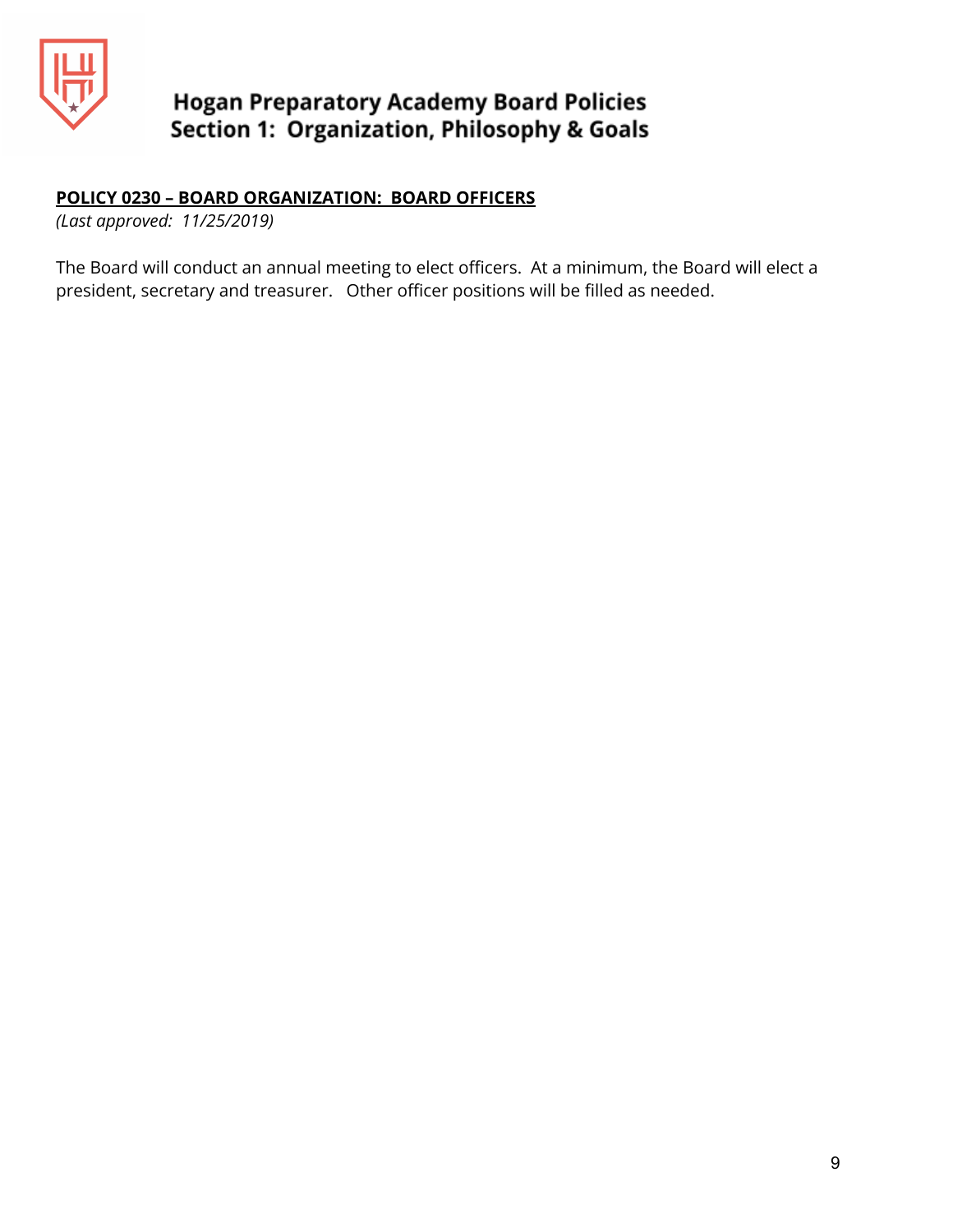**POLICY 0230 – BOARD ORGANIZATION: BOARD OFFICERS**

*(Last approved: 11/25/2019)*

The Board will conduct an annual meeting to elect officers. At a minimum, the Board will elect a president, secretary and treasurer. Other officer positions will be filled as needed.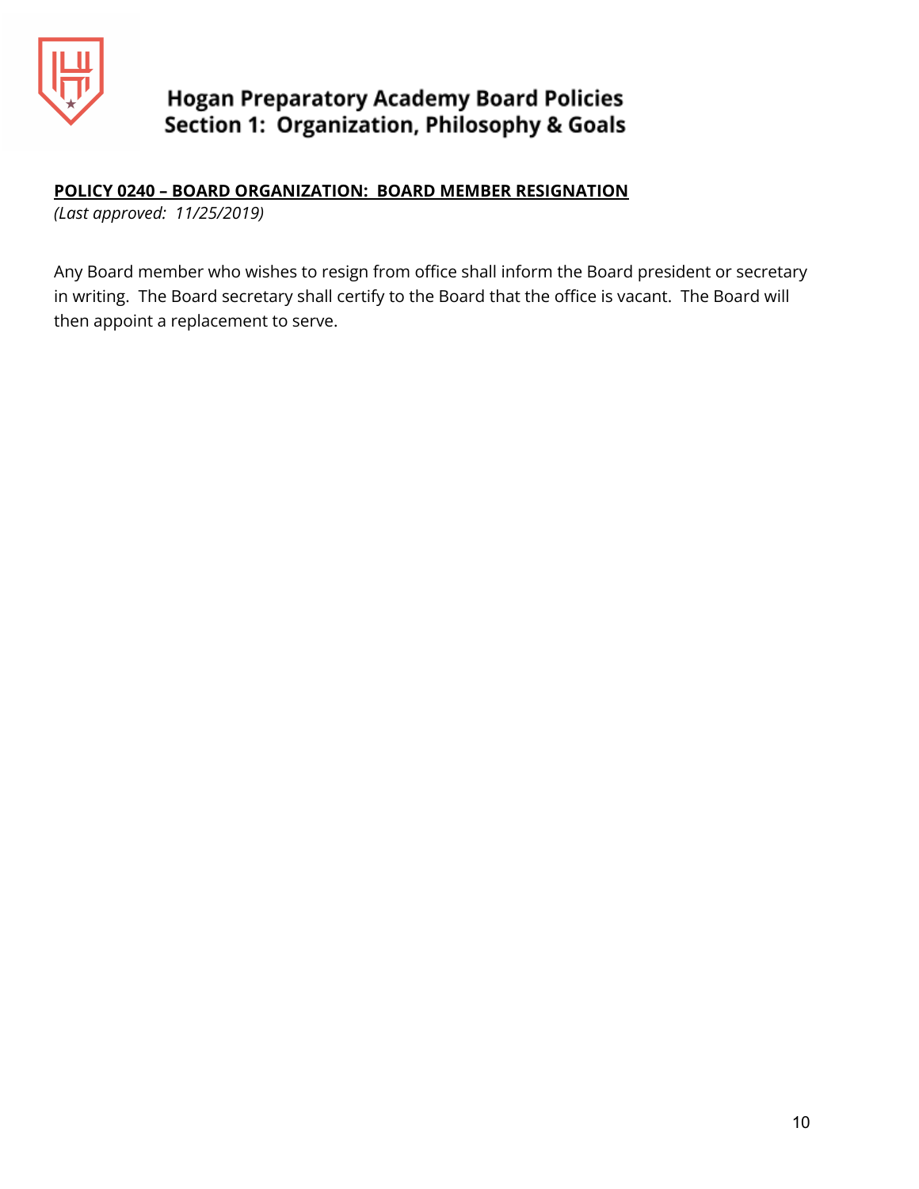**POLICY 0240 – BOARD ORGANIZATION: BOARD MEMBER RESIGNATION**

*(Last approved: 11/25/2019)*

Any Board member who wishes to resign from office shall inform the Board president or secretary in writing. The Board secretary shall certify to the Board that the office is vacant. The Board will then appoint a replacement to serve.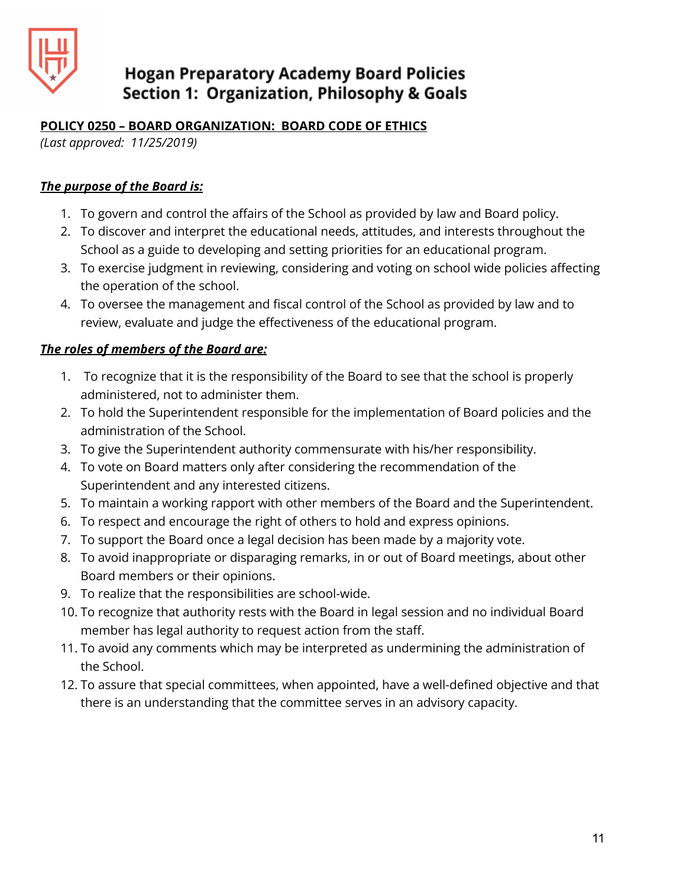# Hogan Preparatory Academy Board Policies
## Section 1: Organization, Philosophy & Goals

**POLICY 0250 – BOARD ORGANIZATION: BOARD CODE OF ETHICS**

*(Last approved: 11/25/2019)*

***The purpose of the Board is:***

1. To govern and control the affairs of the School as provided by law and Board policy.
2. To discover and interpret the educational needs, attitudes, and interests throughout the School as a guide to developing and setting priorities for an educational program.
3. To exercise judgment in reviewing, considering and voting on school wide policies affecting the operation of the school.
4. To oversee the management and fiscal control of the School as provided by law and to review, evaluate and judge the effectiveness of the educational program.

***The roles of members of the Board are:***

1. To recognize that it is the responsibility of the Board to see that the school is properly administered, not to administer them.
2. To hold the Superintendent responsible for the implementation of Board policies and the administration of the School.
3. To give the Superintendent authority commensurate with his/her responsibility.
4. To vote on Board matters only after considering the recommendation of the Superintendent and any interested citizens.
5. To maintain a working rapport with other members of the Board and the Superintendent.
6. To respect and encourage the right of others to hold and express opinions.
7. To support the Board once a legal decision has been made by a majority vote.
8. To avoid inappropriate or disparaging remarks, in or out of Board meetings, about other Board members or their opinions.
9. To realize that the responsibilities are school-wide.
10. To recognize that authority rests with the Board in legal session and no individual Board member has legal authority to request action from the staff.
11. To avoid any comments which may be interpreted as undermining the administration of the School.
12. To assure that special committees, when appointed, have a well-defined objective and that there is an understanding that the committee serves in an advisory capacity.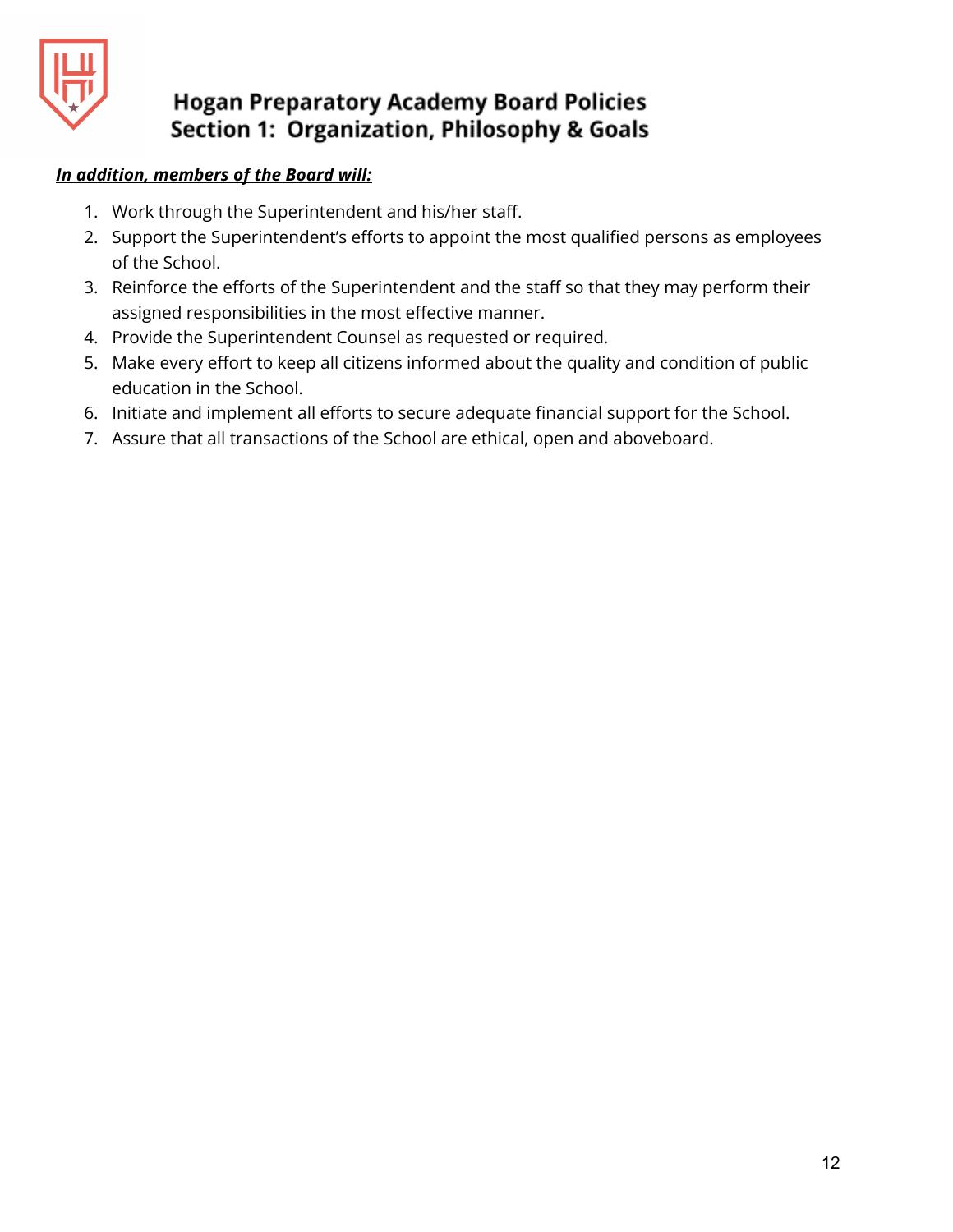***In addition, members of the Board will:***

1. Work through the Superintendent and his/her staff.
2. Support the Superintendent's efforts to appoint the most qualified persons as employees of the School.
3. Reinforce the efforts of the Superintendent and the staff so that they may perform their assigned responsibilities in the most effective manner.
4. Provide the Superintendent Counsel as requested or required.
5. Make every effort to keep all citizens informed about the quality and condition of public education in the School.
6. Initiate and implement all efforts to secure adequate financial support for the School.
7. Assure that all transactions of the School are ethical, open and aboveboard.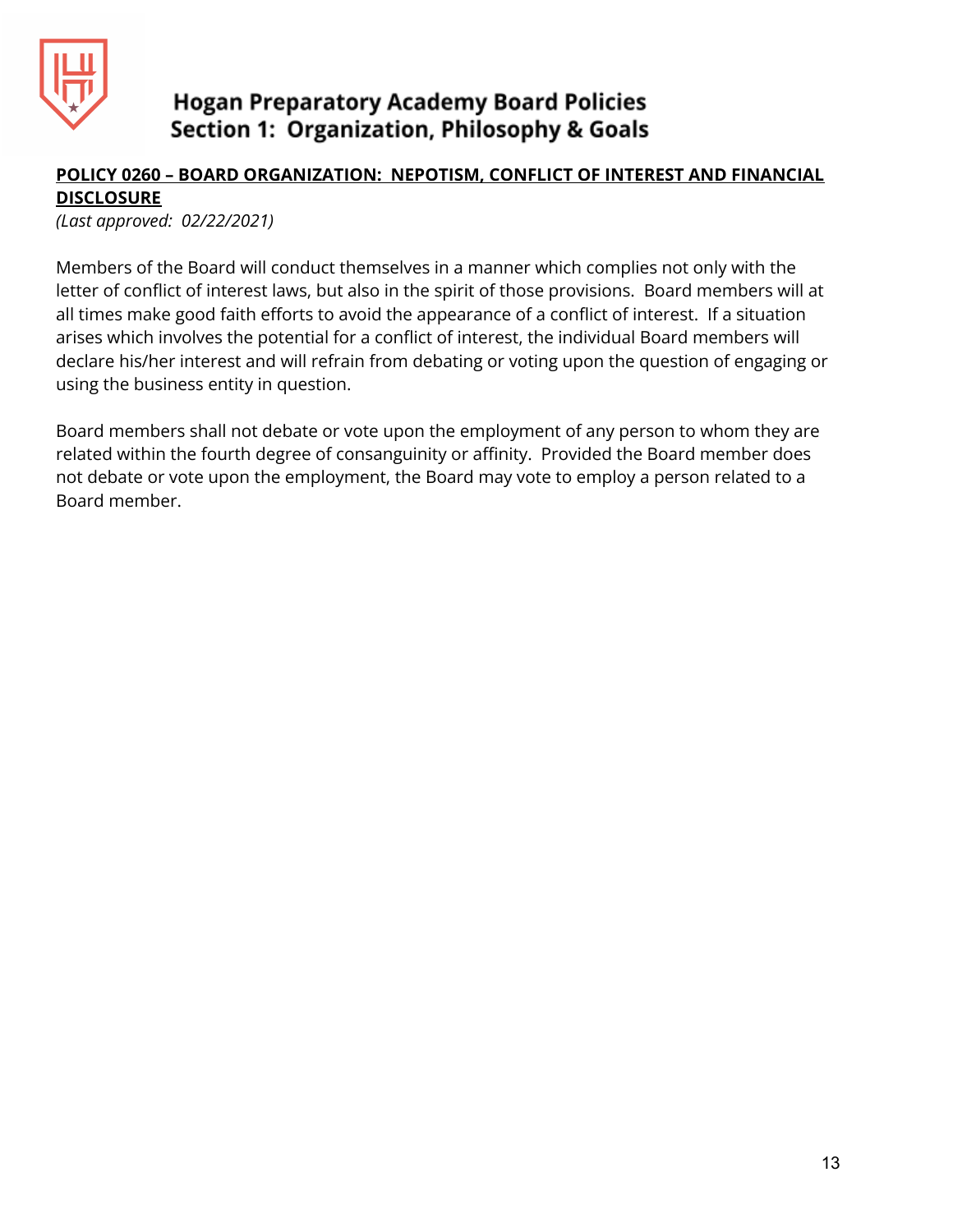# Hogan Preparatory Academy Board Policies
## Section 1: Organization, Philosophy & Goals

### POLICY 0260 – BOARD ORGANIZATION: NEPOTISM, CONFLICT OF INTEREST AND FINANCIAL DISCLOSURE

*(Last approved: 02/22/2021)*

Members of the Board will conduct themselves in a manner which complies not only with the letter of conflict of interest laws, but also in the spirit of those provisions. Board members will at all times make good faith efforts to avoid the appearance of a conflict of interest. If a situation arises which involves the potential for a conflict of interest, the individual Board members will declare his/her interest and will refrain from debating or voting upon the question of engaging or using the business entity in question.

Board members shall not debate or vote upon the employment of any person to whom they are related within the fourth degree of consanguinity or affinity. Provided the Board member does not debate or vote upon the employment, the Board may vote to employ a person related to a Board member.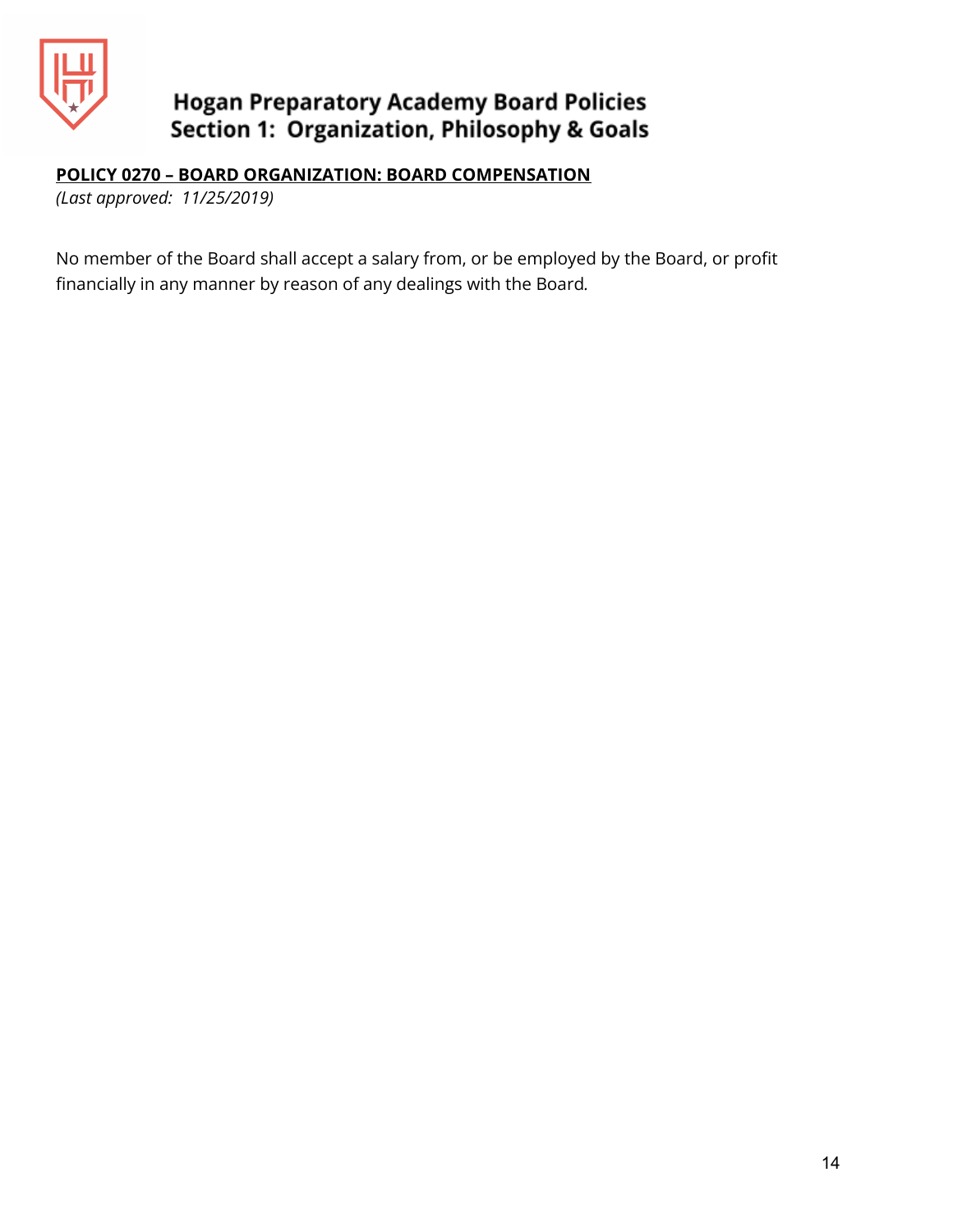**POLICY 0270 – BOARD ORGANIZATION: BOARD COMPENSATION**

*(Last approved: 11/25/2019)*

No member of the Board shall accept a salary from, or be employed by the Board, or profit financially in any manner by reason of any dealings with the Board.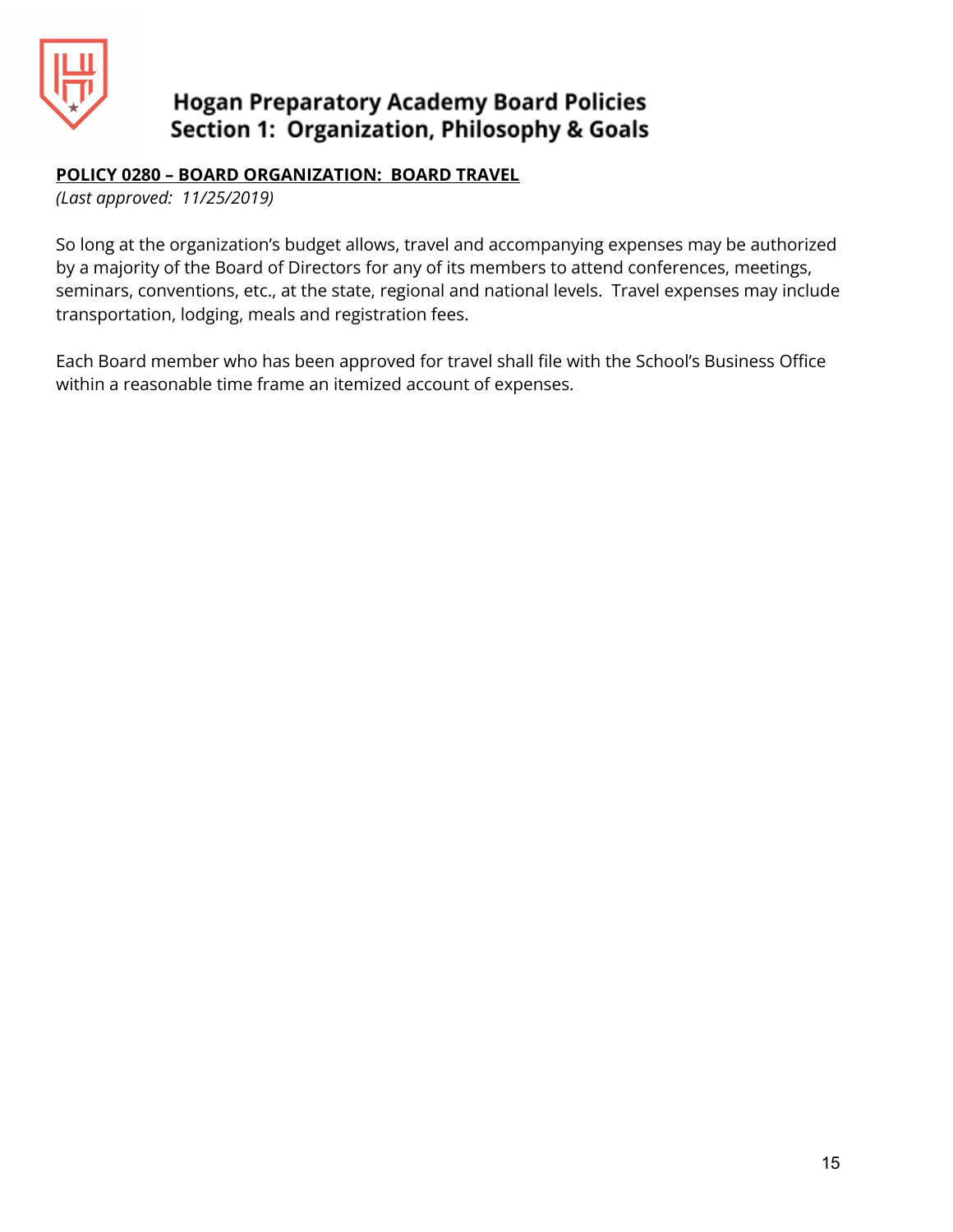**POLICY 0280 – BOARD ORGANIZATION: BOARD TRAVEL**

*(Last approved: 11/25/2019)*

So long at the organization's budget allows, travel and accompanying expenses may be authorized by a majority of the Board of Directors for any of its members to attend conferences, meetings, seminars, conventions, etc., at the state, regional and national levels. Travel expenses may include transportation, lodging, meals and registration fees.

Each Board member who has been approved for travel shall file with the School's Business Office within a reasonable time frame an itemized account of expenses.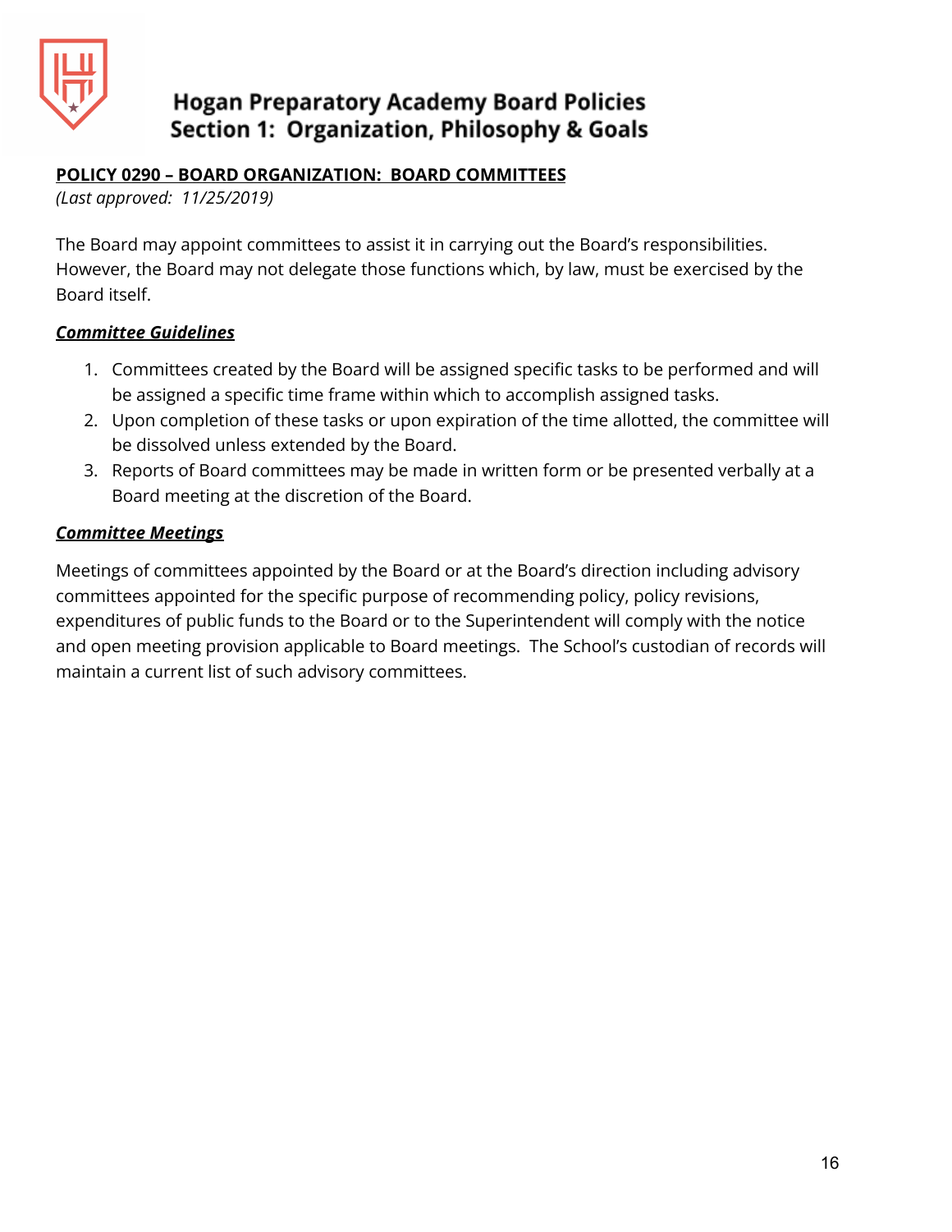## POLICY 0290 – BOARD ORGANIZATION: BOARD COMMITTEES

*(Last approved: 11/25/2019)*

The Board may appoint committees to assist it in carrying out the Board's responsibilities. However, the Board may not delegate those functions which, by law, must be exercised by the Board itself.

### ***Committee Guidelines***

1. Committees created by the Board will be assigned specific tasks to be performed and will be assigned a specific time frame within which to accomplish assigned tasks.
2. Upon completion of these tasks or upon expiration of the time allotted, the committee will be dissolved unless extended by the Board.
3. Reports of Board committees may be made in written form or be presented verbally at a Board meeting at the discretion of the Board.

### ***Committee Meetings***

Meetings of committees appointed by the Board or at the Board's direction including advisory committees appointed for the specific purpose of recommending policy, policy revisions, expenditures of public funds to the Board or to the Superintendent will comply with the notice and open meeting provision applicable to Board meetings. The School's custodian of records will maintain a current list of such advisory committees.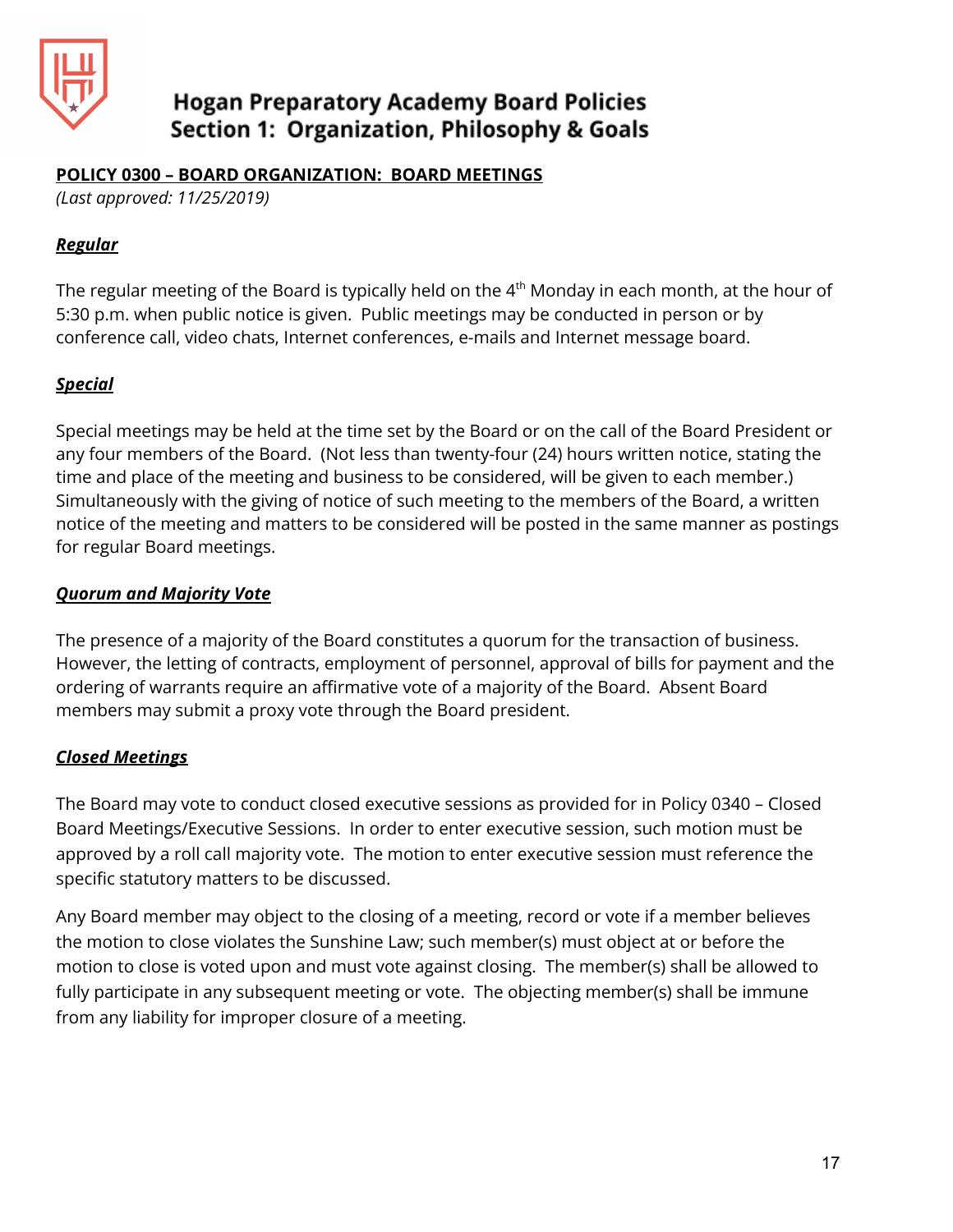# Hogan Preparatory Academy Board Policies
## Section 1: Organization, Philosophy & Goals

**POLICY 0300 – BOARD ORGANIZATION: BOARD MEETINGS**
*(Last approved: 11/25/2019)*

***Regular***

The regular meeting of the Board is typically held on the 4th Monday in each month, at the hour of 5:30 p.m. when public notice is given. Public meetings may be conducted in person or by conference call, video chats, Internet conferences, e-mails and Internet message board.

***Special***

Special meetings may be held at the time set by the Board or on the call of the Board President or any four members of the Board. (Not less than twenty-four (24) hours written notice, stating the time and place of the meeting and business to be considered, will be given to each member.) Simultaneously with the giving of notice of such meeting to the members of the Board, a written notice of the meeting and matters to be considered will be posted in the same manner as postings for regular Board meetings.

***Quorum and Majority Vote***

The presence of a majority of the Board constitutes a quorum for the transaction of business. However, the letting of contracts, employment of personnel, approval of bills for payment and the ordering of warrants require an affirmative vote of a majority of the Board. Absent Board members may submit a proxy vote through the Board president.

***Closed Meetings***

The Board may vote to conduct closed executive sessions as provided for in Policy 0340 – Closed Board Meetings/Executive Sessions. In order to enter executive session, such motion must be approved by a roll call majority vote. The motion to enter executive session must reference the specific statutory matters to be discussed.

Any Board member may object to the closing of a meeting, record or vote if a member believes the motion to close violates the Sunshine Law; such member(s) must object at or before the motion to close is voted upon and must vote against closing. The member(s) shall be allowed to fully participate in any subsequent meeting or vote. The objecting member(s) shall be immune from any liability for improper closure of a meeting.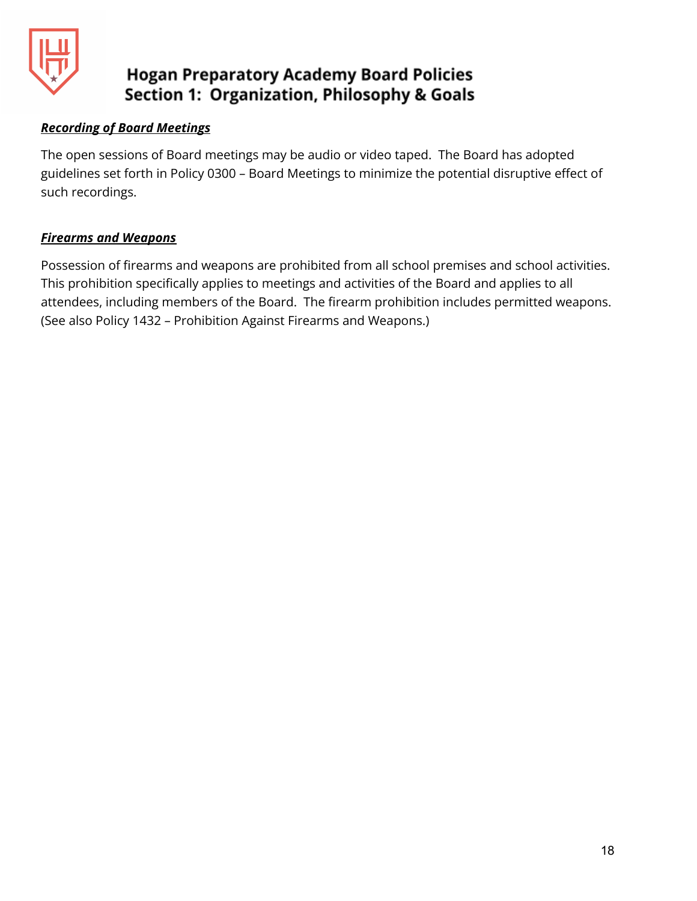***Recording of Board Meetings***

The open sessions of Board meetings may be audio or video taped. The Board has adopted guidelines set forth in Policy 0300 – Board Meetings to minimize the potential disruptive effect of such recordings.

***Firearms and Weapons***

Possession of firearms and weapons are prohibited from all school premises and school activities. This prohibition specifically applies to meetings and activities of the Board and applies to all attendees, including members of the Board. The firearm prohibition includes permitted weapons. (See also Policy 1432 – Prohibition Against Firearms and Weapons.)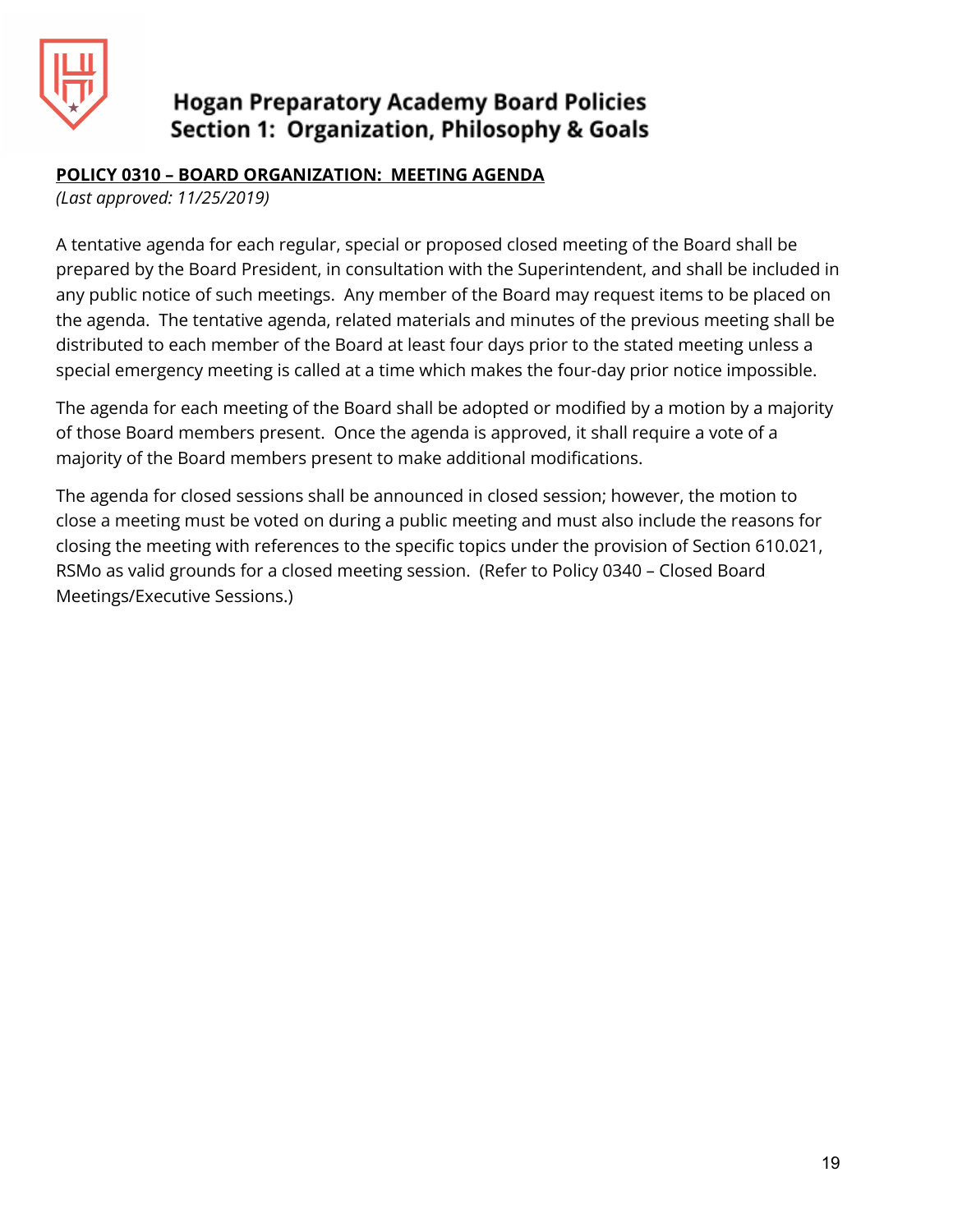**POLICY 0310 – BOARD ORGANIZATION: MEETING AGENDA**

*(Last approved: 11/25/2019)*

A tentative agenda for each regular, special or proposed closed meeting of the Board shall be prepared by the Board President, in consultation with the Superintendent, and shall be included in any public notice of such meetings. Any member of the Board may request items to be placed on the agenda. The tentative agenda, related materials and minutes of the previous meeting shall be distributed to each member of the Board at least four days prior to the stated meeting unless a special emergency meeting is called at a time which makes the four-day prior notice impossible.

The agenda for each meeting of the Board shall be adopted or modified by a motion by a majority of those Board members present. Once the agenda is approved, it shall require a vote of a majority of the Board members present to make additional modifications.

The agenda for closed sessions shall be announced in closed session; however, the motion to close a meeting must be voted on during a public meeting and must also include the reasons for closing the meeting with references to the specific topics under the provision of Section 610.021, RSMo as valid grounds for a closed meeting session. (Refer to Policy 0340 – Closed Board Meetings/Executive Sessions.)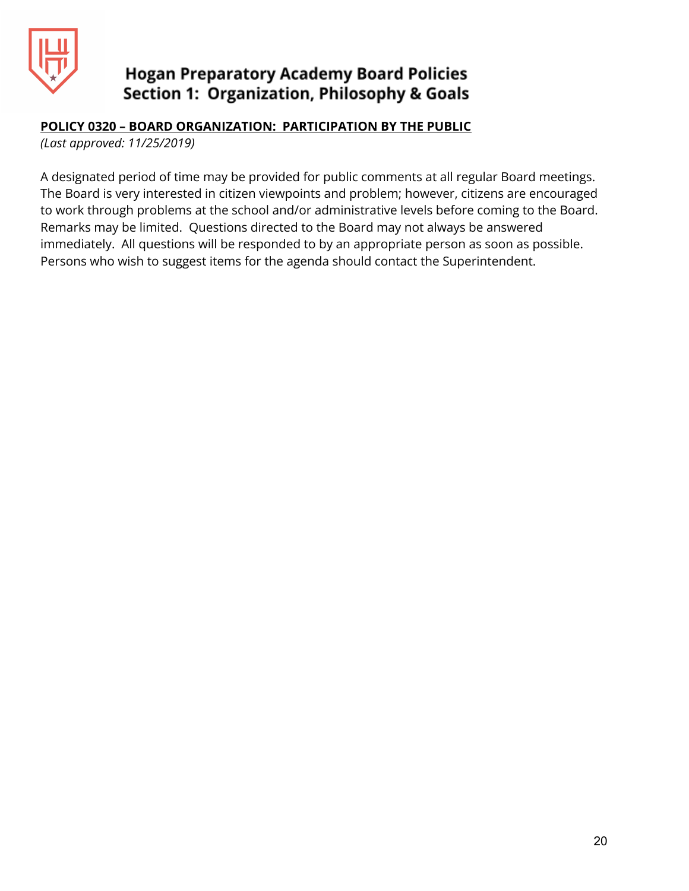# Hogan Preparatory Academy Board Policies
## Section 1: Organization, Philosophy & Goals

**POLICY 0320 – BOARD ORGANIZATION: PARTICIPATION BY THE PUBLIC**

*(Last approved: 11/25/2019)*

A designated period of time may be provided for public comments at all regular Board meetings. The Board is very interested in citizen viewpoints and problem; however, citizens are encouraged to work through problems at the school and/or administrative levels before coming to the Board. Remarks may be limited. Questions directed to the Board may not always be answered immediately. All questions will be responded to by an appropriate person as soon as possible. Persons who wish to suggest items for the agenda should contact the Superintendent.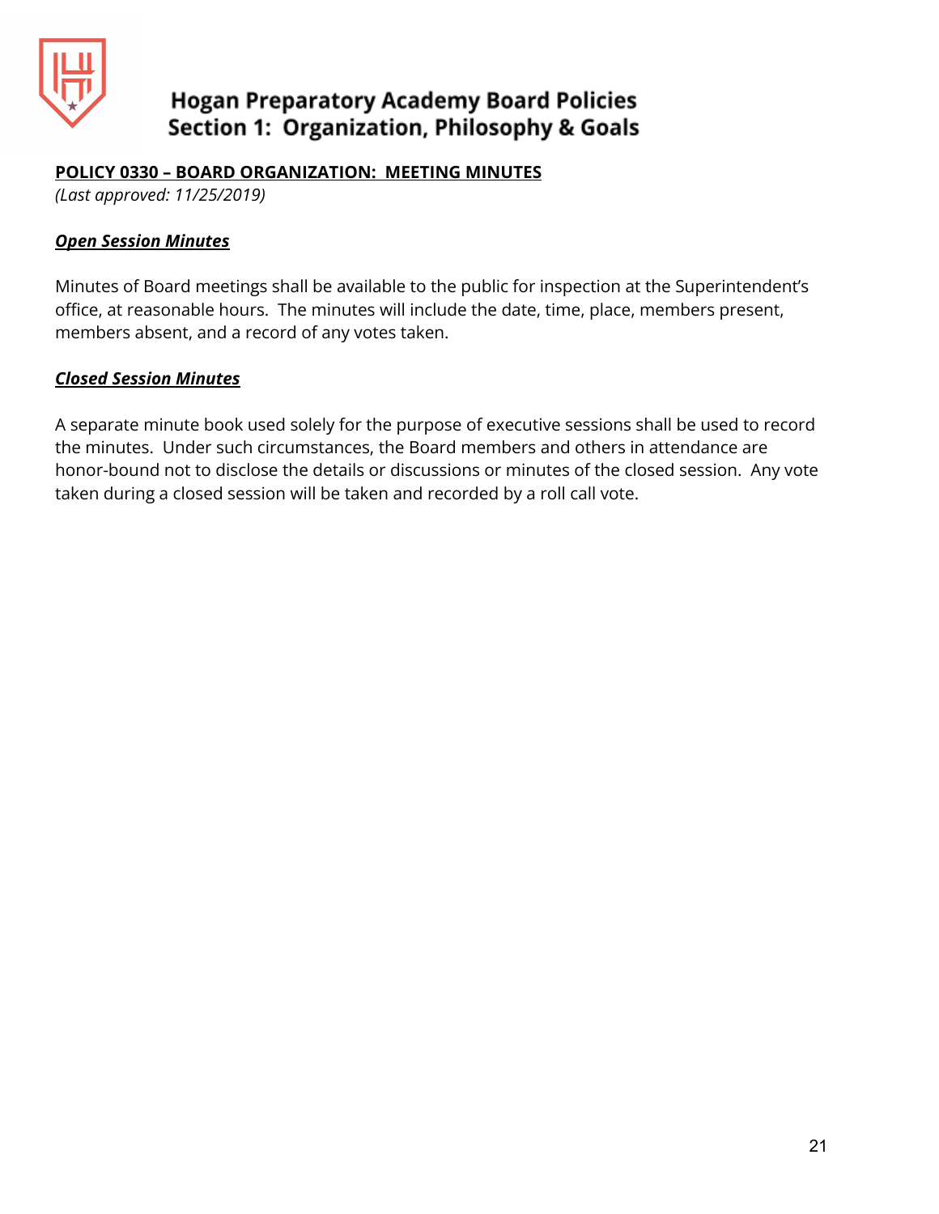## POLICY 0330 – BOARD ORGANIZATION: MEETING MINUTES

*(Last approved: 11/25/2019)*

### *Open Session Minutes*

Minutes of Board meetings shall be available to the public for inspection at the Superintendent's office, at reasonable hours. The minutes will include the date, time, place, members present, members absent, and a record of any votes taken.

### *Closed Session Minutes*

A separate minute book used solely for the purpose of executive sessions shall be used to record the minutes. Under such circumstances, the Board members and others in attendance are honor-bound not to disclose the details or discussions or minutes of the closed session. Any vote taken during a closed session will be taken and recorded by a roll call vote.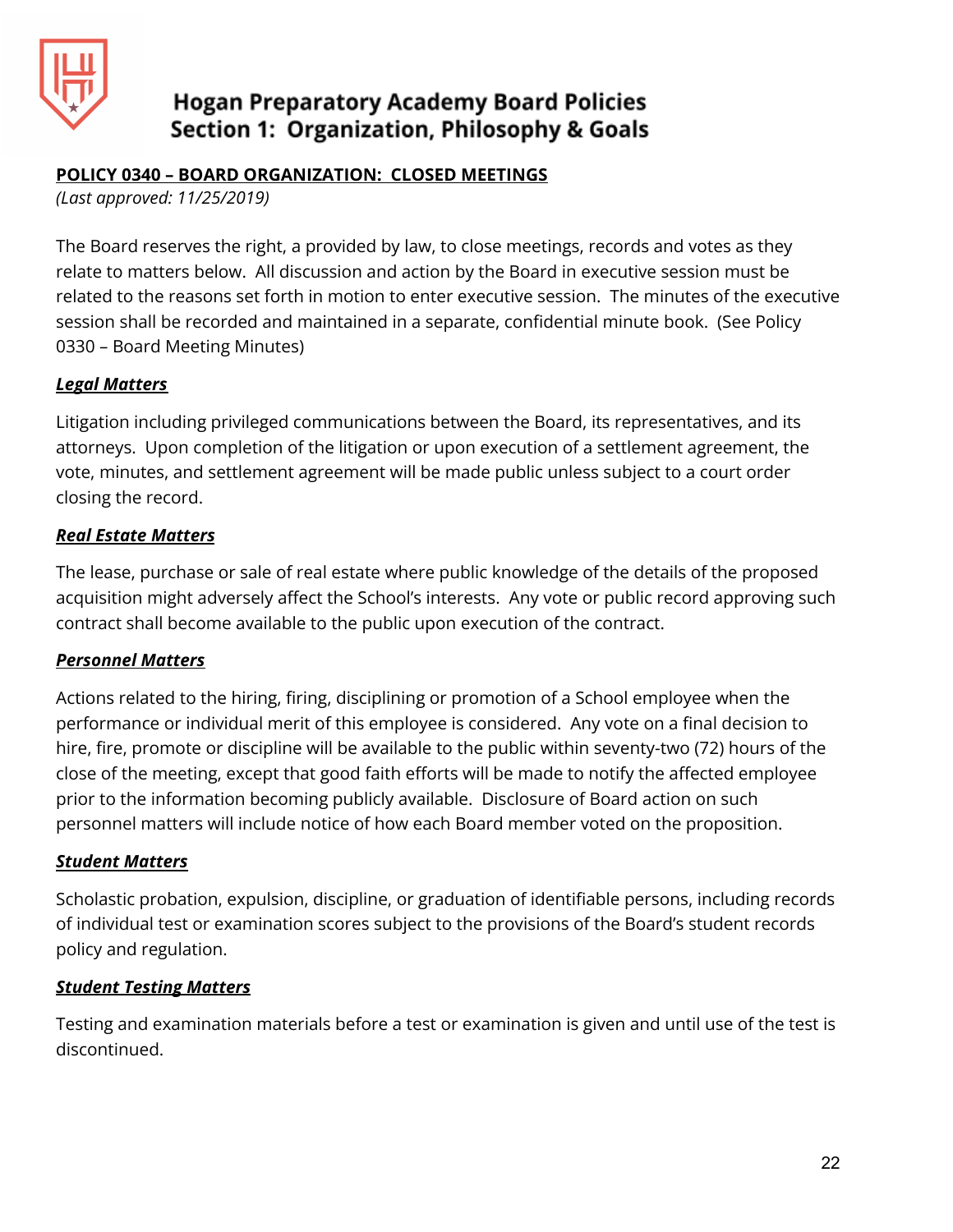# Hogan Preparatory Academy Board Policies
## Section 1: Organization, Philosophy & Goals

**POLICY 0340 – BOARD ORGANIZATION: CLOSED MEETINGS**

*(Last approved: 11/25/2019)*

The Board reserves the right, a provided by law, to close meetings, records and votes as they relate to matters below. All discussion and action by the Board in executive session must be related to the reasons set forth in motion to enter executive session. The minutes of the executive session shall be recorded and maintained in a separate, confidential minute book. (See Policy 0330 – Board Meeting Minutes)

***Legal Matters***

Litigation including privileged communications between the Board, its representatives, and its attorneys. Upon completion of the litigation or upon execution of a settlement agreement, the vote, minutes, and settlement agreement will be made public unless subject to a court order closing the record.

***Real Estate Matters***

The lease, purchase or sale of real estate where public knowledge of the details of the proposed acquisition might adversely affect the School's interests. Any vote or public record approving such contract shall become available to the public upon execution of the contract.

***Personnel Matters***

Actions related to the hiring, firing, disciplining or promotion of a School employee when the performance or individual merit of this employee is considered. Any vote on a final decision to hire, fire, promote or discipline will be available to the public within seventy-two (72) hours of the close of the meeting, except that good faith efforts will be made to notify the affected employee prior to the information becoming publicly available. Disclosure of Board action on such personnel matters will include notice of how each Board member voted on the proposition.

***Student Matters***

Scholastic probation, expulsion, discipline, or graduation of identifiable persons, including records of individual test or examination scores subject to the provisions of the Board's student records policy and regulation.

***Student Testing Matters***

Testing and examination materials before a test or examination is given and until use of the test is discontinued.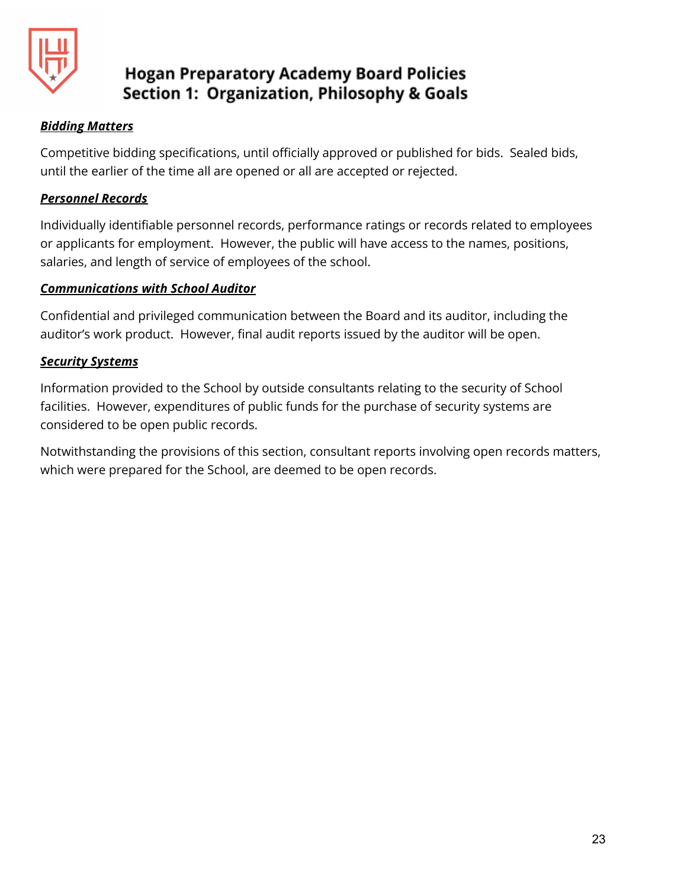***Bidding Matters***

Competitive bidding specifications, until officially approved or published for bids. Sealed bids, until the earlier of the time all are opened or all are accepted or rejected.

***Personnel Records***

Individually identifiable personnel records, performance ratings or records related to employees or applicants for employment. However, the public will have access to the names, positions, salaries, and length of service of employees of the school.

***Communications with School Auditor***

Confidential and privileged communication between the Board and its auditor, including the auditor's work product. However, final audit reports issued by the auditor will be open.

***Security Systems***

Information provided to the School by outside consultants relating to the security of School facilities. However, expenditures of public funds for the purchase of security systems are considered to be open public records.

Notwithstanding the provisions of this section, consultant reports involving open records matters, which were prepared for the School, are deemed to be open records.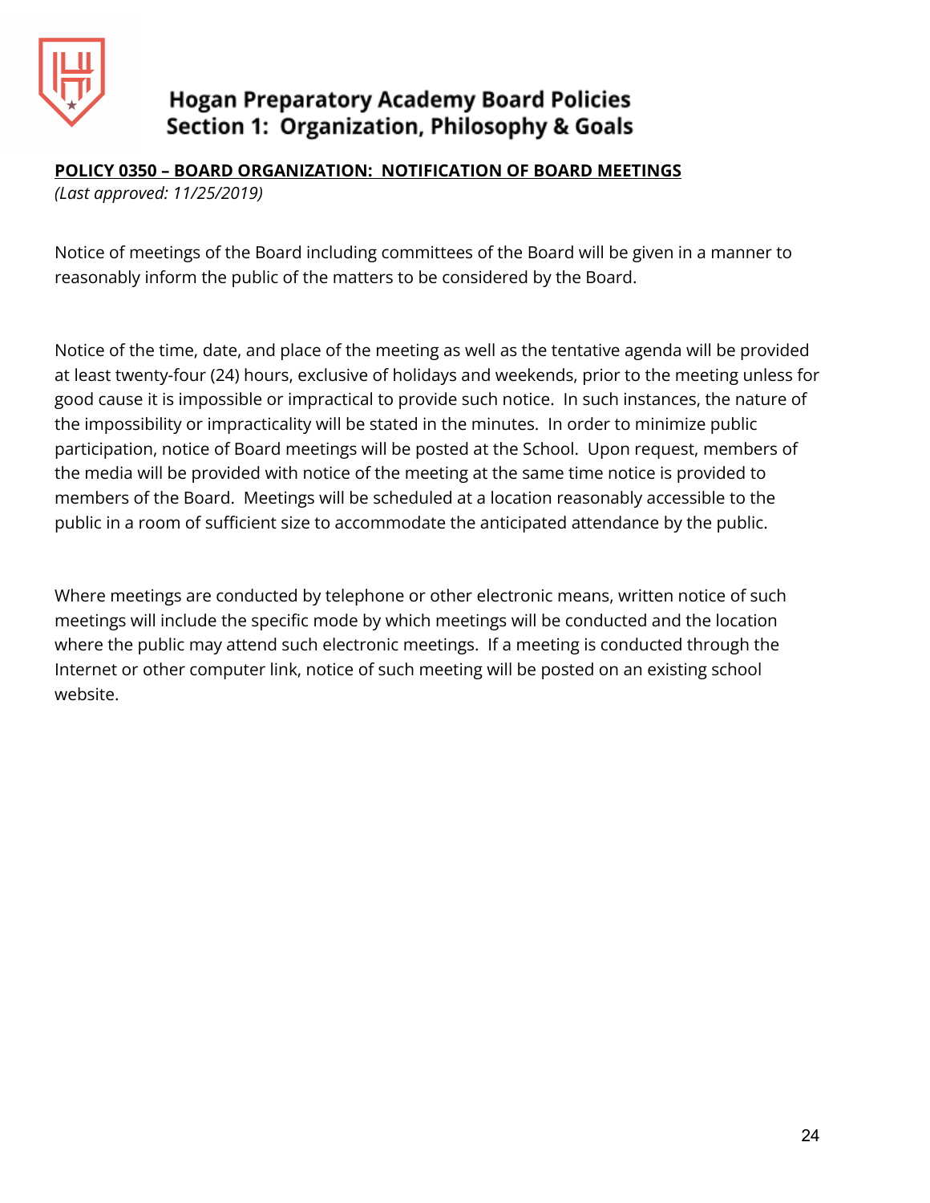**POLICY 0350 – BOARD ORGANIZATION: NOTIFICATION OF BOARD MEETINGS**

*(Last approved: 11/25/2019)*

Notice of meetings of the Board including committees of the Board will be given in a manner to reasonably inform the public of the matters to be considered by the Board.

Notice of the time, date, and place of the meeting as well as the tentative agenda will be provided at least twenty-four (24) hours, exclusive of holidays and weekends, prior to the meeting unless for good cause it is impossible or impractical to provide such notice. In such instances, the nature of the impossibility or impracticality will be stated in the minutes. In order to minimize public participation, notice of Board meetings will be posted at the School. Upon request, members of the media will be provided with notice of the meeting at the same time notice is provided to members of the Board. Meetings will be scheduled at a location reasonably accessible to the public in a room of sufficient size to accommodate the anticipated attendance by the public.

Where meetings are conducted by telephone or other electronic means, written notice of such meetings will include the specific mode by which meetings will be conducted and the location where the public may attend such electronic meetings. If a meeting is conducted through the Internet or other computer link, notice of such meeting will be posted on an existing school website.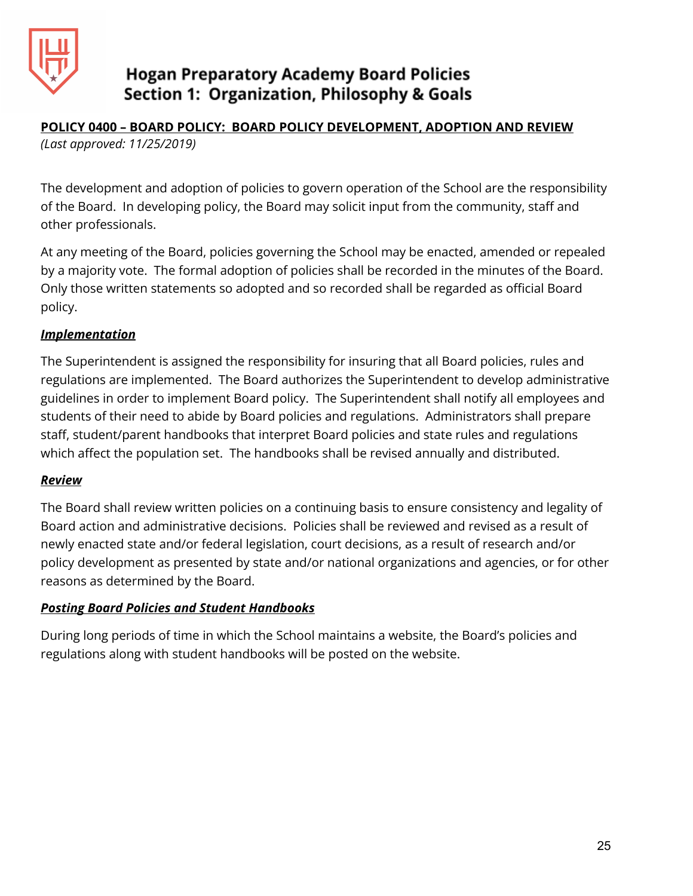# Hogan Preparatory Academy Board Policies
## Section 1: Organization, Philosophy & Goals

**POLICY 0400 – BOARD POLICY: BOARD POLICY DEVELOPMENT, ADOPTION AND REVIEW**
*(Last approved: 11/25/2019)*

The development and adoption of policies to govern operation of the School are the responsibility of the Board. In developing policy, the Board may solicit input from the community, staff and other professionals.

At any meeting of the Board, policies governing the School may be enacted, amended or repealed by a majority vote. The formal adoption of policies shall be recorded in the minutes of the Board. Only those written statements so adopted and so recorded shall be regarded as official Board policy.

***Implementation***

The Superintendent is assigned the responsibility for insuring that all Board policies, rules and regulations are implemented. The Board authorizes the Superintendent to develop administrative guidelines in order to implement Board policy. The Superintendent shall notify all employees and students of their need to abide by Board policies and regulations. Administrators shall prepare staff, student/parent handbooks that interpret Board policies and state rules and regulations which affect the population set. The handbooks shall be revised annually and distributed.

***Review***

The Board shall review written policies on a continuing basis to ensure consistency and legality of Board action and administrative decisions. Policies shall be reviewed and revised as a result of newly enacted state and/or federal legislation, court decisions, as a result of research and/or policy development as presented by state and/or national organizations and agencies, or for other reasons as determined by the Board.

***Posting Board Policies and Student Handbooks***

During long periods of time in which the School maintains a website, the Board's policies and regulations along with student handbooks will be posted on the website.